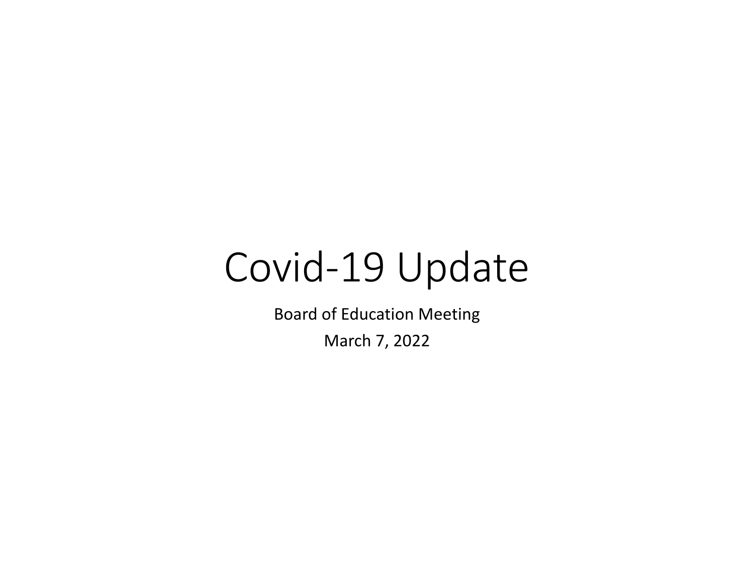# Covid-19 Update

Board of Education Meeting

March 7, 2022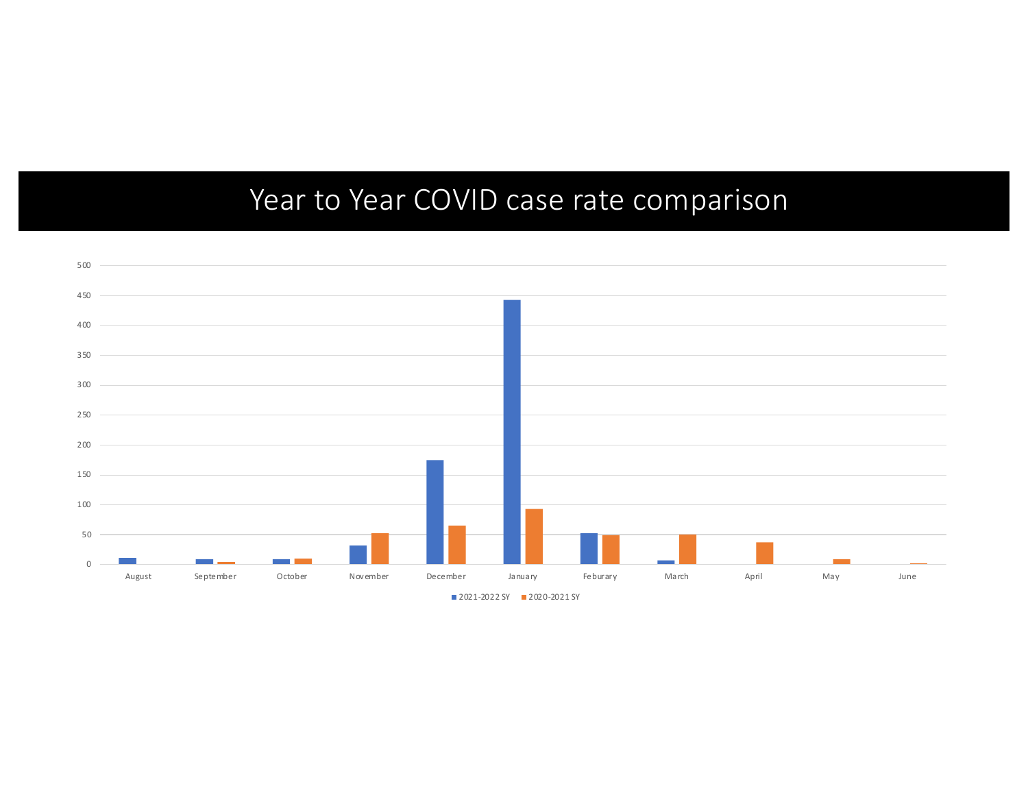# Year to Year COVID case rate comparison

500
450
400
350
300
250
200
150
100
50
0

August September October November December January Feburary March April May June

■ 2021-2022 SY ■ 2020-2021 SY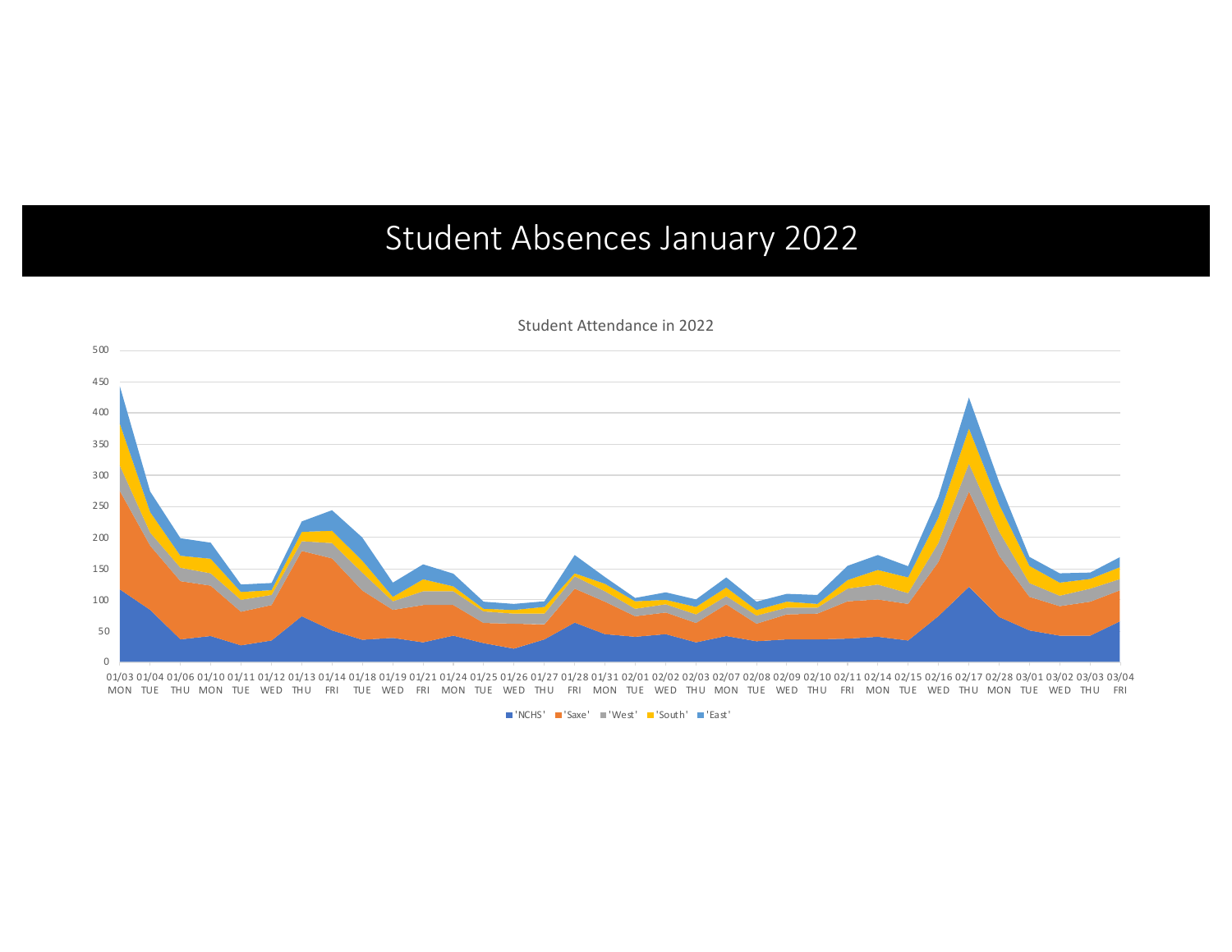# Student Absences January 2022

Student Attendance in 2022

500
450
400
350
300
250
200
150
100
50
0

01/03 MON, 01/04 TUE, 01/06 THU, 01/10 MON, 01/11 TUE, 01/12 WED, 01/13 THU, 01/14 FRI, 01/18 TUE, 01/19 WED, 01/21 FRI, 01/24 MON, 01/25 TUE, 01/26 WED, 01/27 THU, 01/28 FRI, 01/31 MON, 02/01 TUE, 02/02 WED, 02/03 THU, 02/07 MON, 02/08 TUE, 02/09 WED, 02/10 THU, 02/11 FRI, 02/14 MON, 02/15 TUE, 02/16 WED, 02/17 THU, 02/28 MON, 03/01 TUE, 03/02 WED, 03/03 THU, 03/04 FRI

'NCHS' 'Saxe' 'West' 'South' 'East'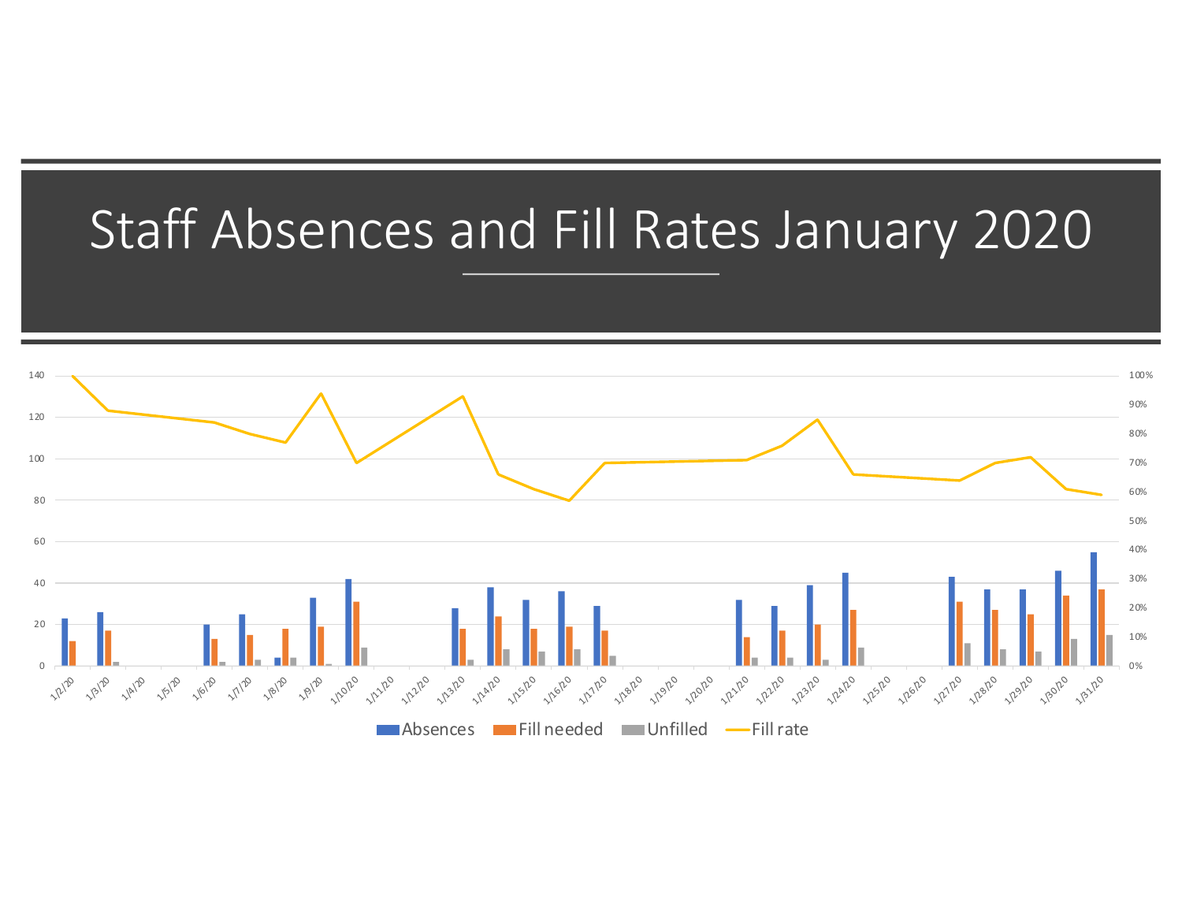# Staff Absences and Fill Rates January 2020

Legend: Absences, Fill needed, Unfilled, Fill rate

Left axis: 0, 20, 40, 60, 80, 100, 120, 140

Right axis: 0%, 10%, 20%, 30%, 40%, 50%, 60%, 70%, 80%, 90%, 100%

Dates: 1/2/20, 1/3/20, 1/4/20, 1/5/20, 1/6/20, 1/7/20, 1/8/20, 1/9/20, 1/10/20, 1/11/20, 1/12/20, 1/13/20, 1/14/20, 1/15/20, 1/16/20, 1/17/20, 1/18/20, 1/19/20, 1/20/20, 1/21/20, 1/22/20, 1/23/20, 1/24/20, 1/25/20, 1/26/20, 1/27/20, 1/28/20, 1/29/20, 1/30/20, 1/31/20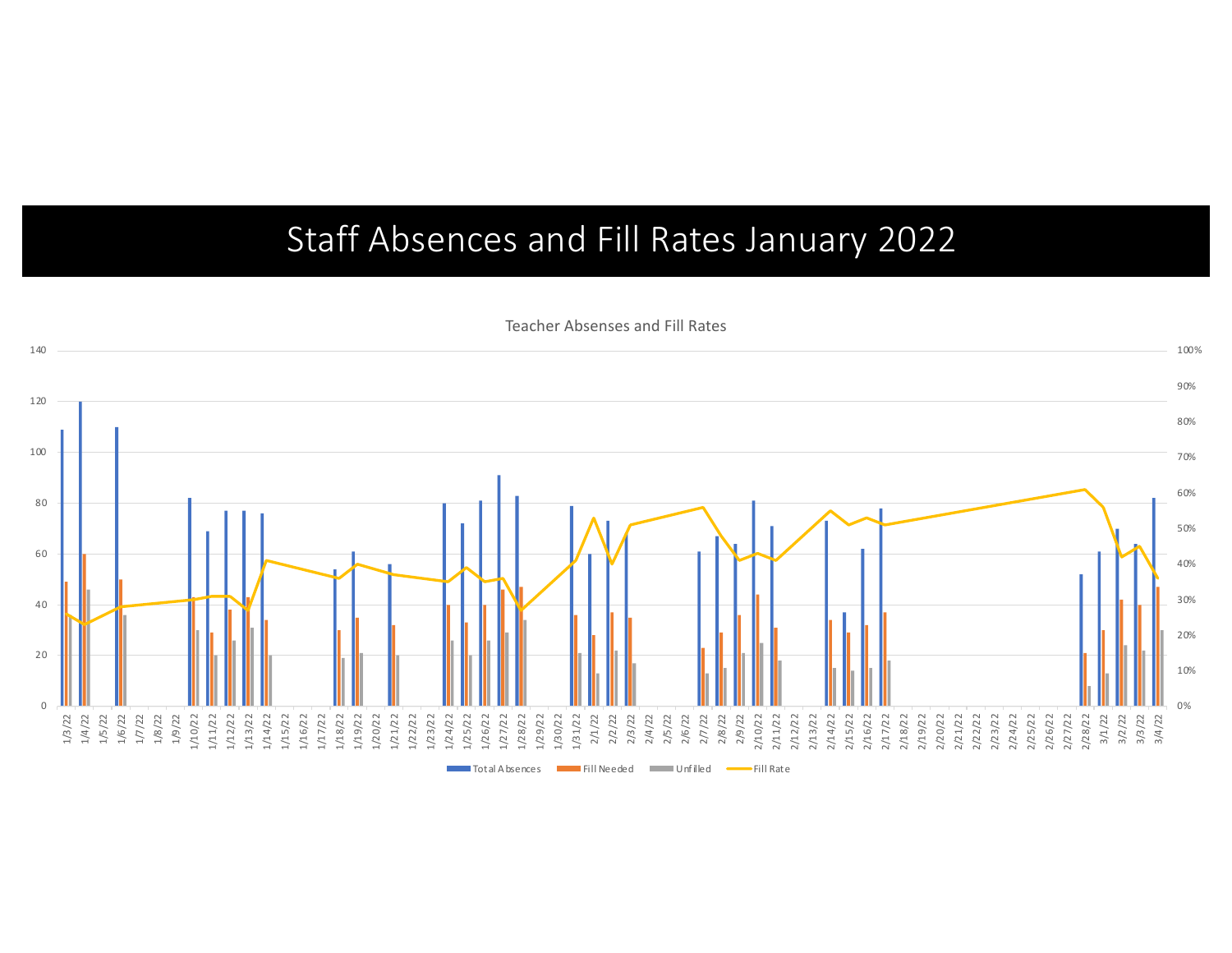# Staff Absences and Fill Rates January 2022

Teacher Absenses and Fill Rates

Total Absences | Fill Needed | Unfilled | Fill Rate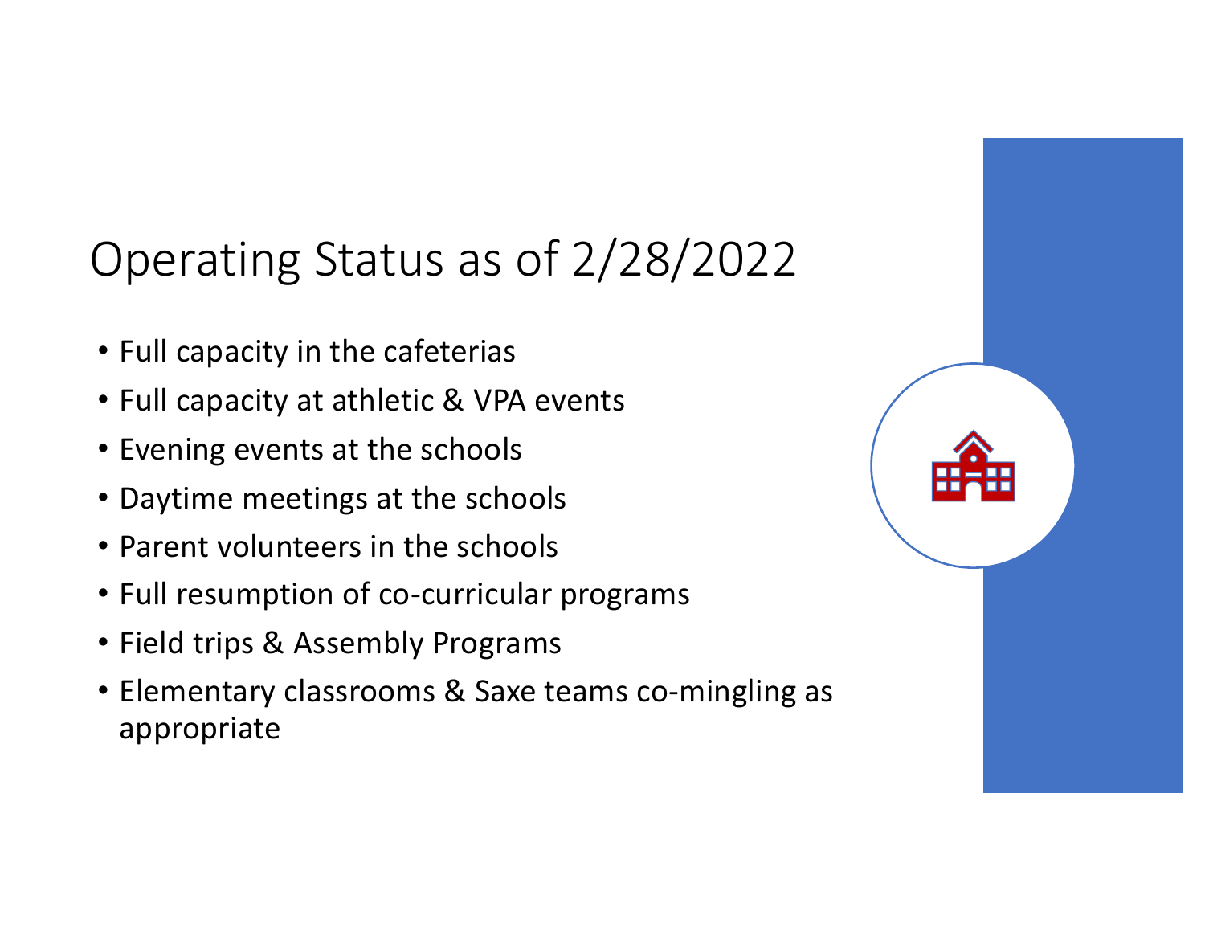# Operating Status as of 2/28/2022

- Full capacity in the cafeterias
- Full capacity at athletic & VPA events
- Evening events at the schools
- Daytime meetings at the schools
- Parent volunteers in the schools
- Full resumption of co-curricular programs
- Field trips & Assembly Programs
- Elementary classrooms & Saxe teams co-mingling as appropriate